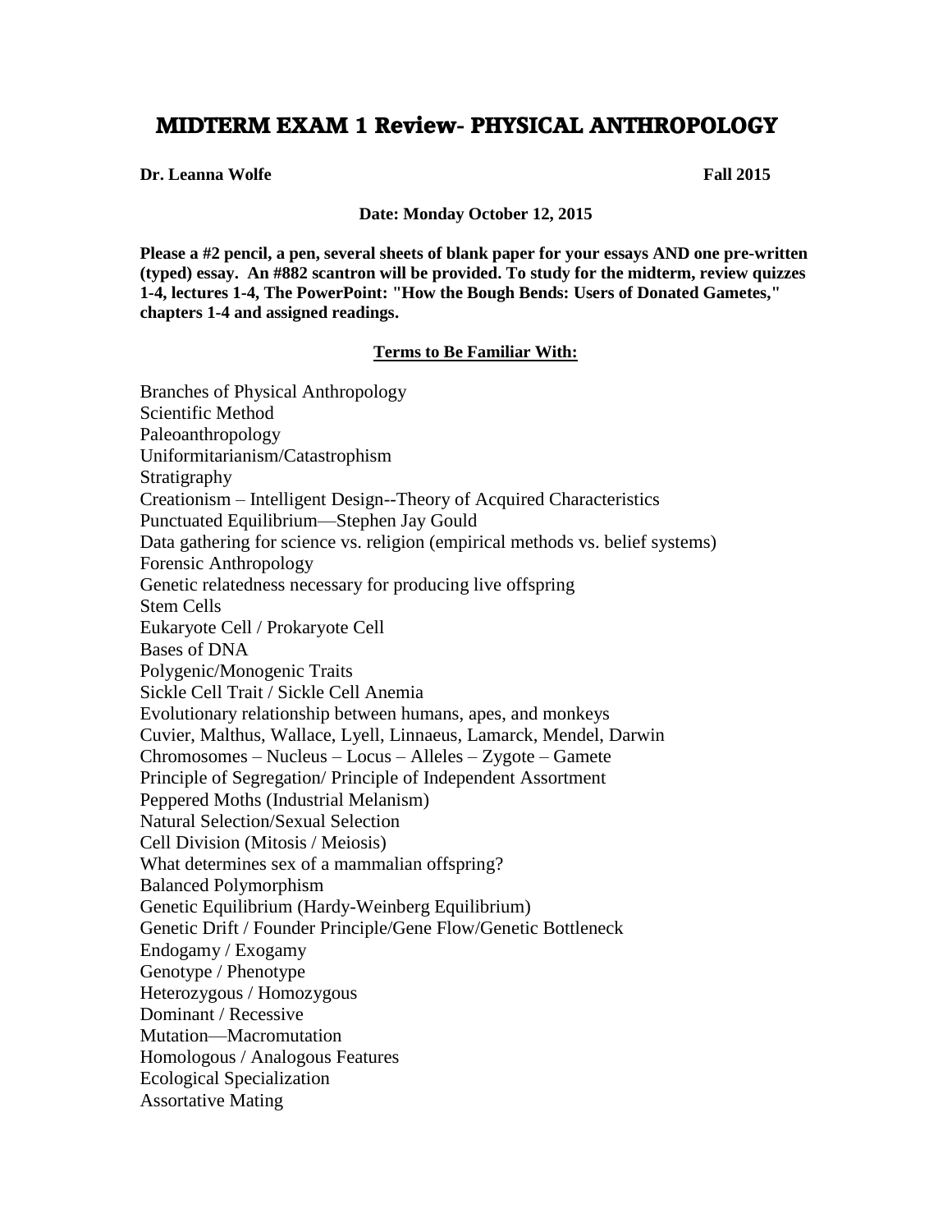# MIDTERM EXAM 1 Review- PHYSICAL ANTHROPOLOGY

**Dr. Leanna Wolfe** **Fall 2015**

**Date: Monday October 12, 2015**

**Please a #2 pencil, a pen, several sheets of blank paper for your essays AND one pre-written (typed) essay. An #882 scantron will be provided. To study for the midterm, review quizzes 1-4, lectures 1-4, The PowerPoint: "How the Bough Bends: Users of Donated Gametes," chapters 1-4 and assigned readings.**

**Terms to Be Familiar With:**

Branches of Physical Anthropology
Scientific Method
Paleoanthropology
Uniformitarianism/Catastrophism
Stratigraphy
Creationism – Intelligent Design--Theory of Acquired Characteristics
Punctuated Equilibrium—Stephen Jay Gould
Data gathering for science vs. religion (empirical methods vs. belief systems)
Forensic Anthropology
Genetic relatedness necessary for producing live offspring
Stem Cells
Eukaryote Cell / Prokaryote Cell
Bases of DNA
Polygenic/Monogenic Traits
Sickle Cell Trait / Sickle Cell Anemia
Evolutionary relationship between humans, apes, and monkeys
Cuvier, Malthus, Wallace, Lyell, Linnaeus, Lamarck, Mendel, Darwin
Chromosomes – Nucleus – Locus – Alleles – Zygote – Gamete
Principle of Segregation/ Principle of Independent Assortment
Peppered Moths (Industrial Melanism)
Natural Selection/Sexual Selection
Cell Division (Mitosis / Meiosis)
What determines sex of a mammalian offspring?
Balanced Polymorphism
Genetic Equilibrium (Hardy-Weinberg Equilibrium)
Genetic Drift / Founder Principle/Gene Flow/Genetic Bottleneck
Endogamy / Exogamy
Genotype / Phenotype
Heterozygous / Homozygous
Dominant / Recessive
Mutation—Macromutation
Homologous / Analogous Features
Ecological Specialization
Assortative Mating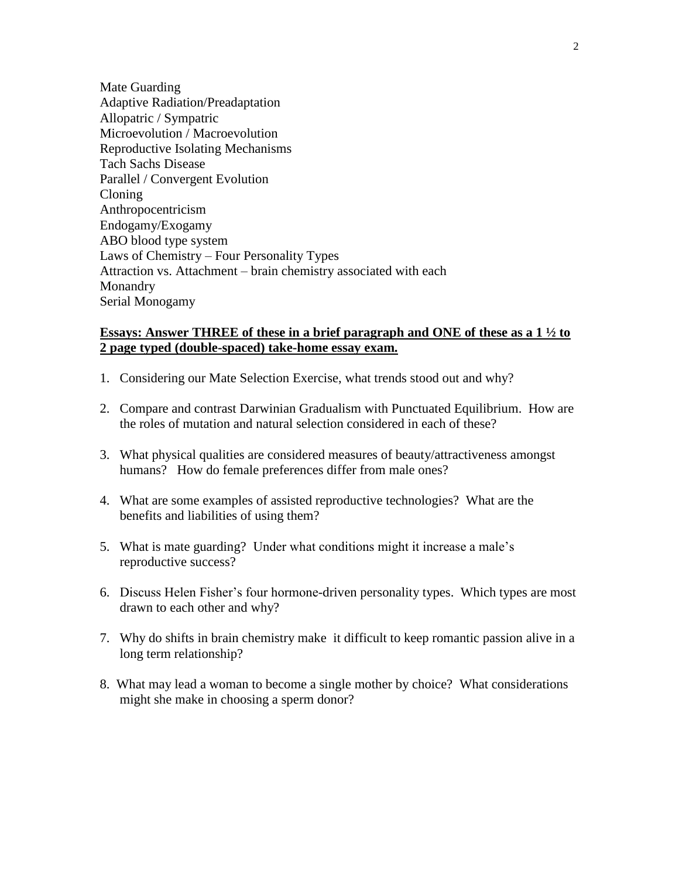Mate Guarding
Adaptive Radiation/Preadaptation
Allopatric / Sympatric
Microevolution / Macroevolution
Reproductive Isolating Mechanisms
Tach Sachs Disease
Parallel / Convergent Evolution
Cloning
Anthropocentricism
Endogamy/Exogamy
ABO blood type system
Laws of Chemistry – Four Personality Types
Attraction vs. Attachment – brain chemistry associated with each
Monandry
Serial Monogamy

**Essays: Answer THREE of these in a brief paragraph and ONE of these as a 1 ½ to 2 page typed (double-spaced) take-home essay exam.**

1. Considering our Mate Selection Exercise, what trends stood out and why?
2. Compare and contrast Darwinian Gradualism with Punctuated Equilibrium. How are the roles of mutation and natural selection considered in each of these?
3. What physical qualities are considered measures of beauty/attractiveness amongst humans? How do female preferences differ from male ones?
4. What are some examples of assisted reproductive technologies? What are the benefits and liabilities of using them?
5. What is mate guarding? Under what conditions might it increase a male's reproductive success?
6. Discuss Helen Fisher's four hormone-driven personality types. Which types are most drawn to each other and why?
7. Why do shifts in brain chemistry make it difficult to keep romantic passion alive in a long term relationship?
8. What may lead a woman to become a single mother by choice? What considerations might she make in choosing a sperm donor?